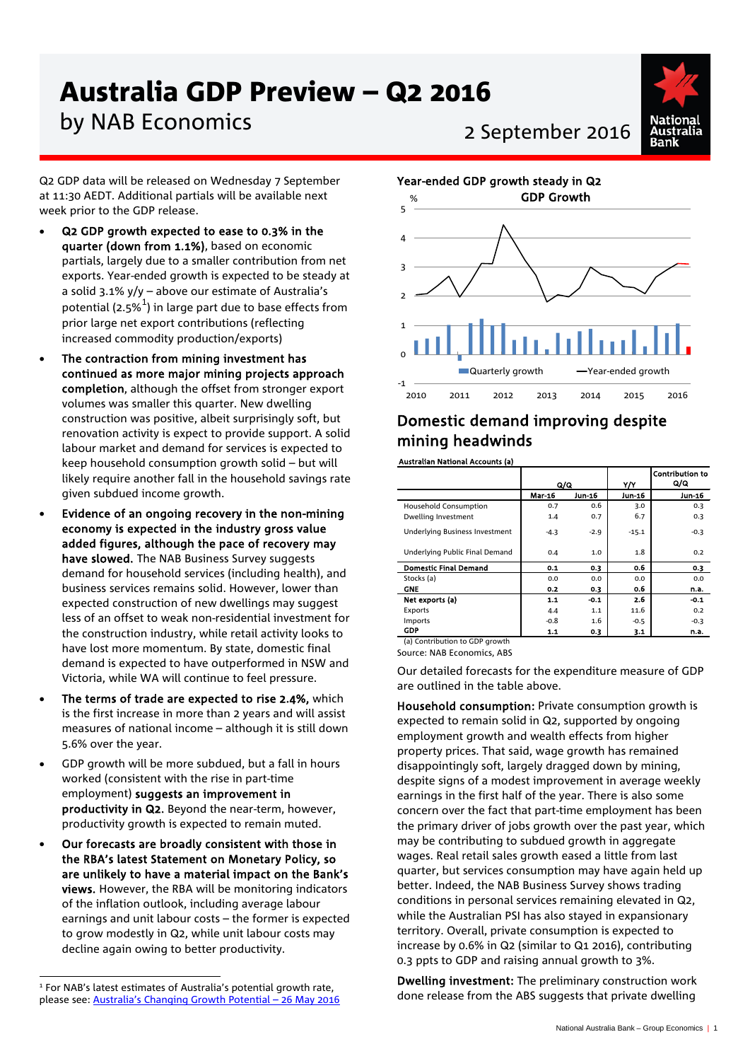# Australia GDP Preview – Q2 2016

by NAB Economics

2 September 2016

Q2 GDP data will be released on Wednesday 7 September at 11:30 AEDT. Additional partials will be available next week prior to the GDP release.

- **Q2 GDP growth expected to ease to 0.3% in the quarter (down from 1.1%)**, based on economic partials, largely due to a smaller contribution from net exports. Year-ended growth is expected to be steady at a solid 3.1% y/y – above our estimate of Australia's potential (2.5%[1]) in large part due to base effects from prior large net export contributions (reflecting increased commodity production/exports)
- **The contraction from mining investment has continued as more major mining projects approach completion**, although the offset from stronger export volumes was smaller this quarter. New dwelling construction was positive, albeit surprisingly soft, but renovation activity is expect to provide support. A solid labour market and demand for services is expected to keep household consumption growth solid – but will likely require another fall in the household savings rate given subdued income growth.
- **Evidence of an ongoing recovery in the non-mining economy is expected in the industry gross value added figures, although the pace of recovery may have slowed.** The NAB Business Survey suggests demand for household services (including health), and business services remains solid. However, lower than expected construction of new dwellings may suggest less of an offset to weak non-residential investment for the construction industry, while retail activity looks to have lost more momentum. By state, domestic final demand is expected to have outperformed in NSW and Victoria, while WA will continue to feel pressure.
- **The terms of trade are expected to rise 2.4%,** which is the first increase in more than 2 years and will assist measures of national income – although it is still down 5.6% over the year.
- GDP growth will be more subdued, but a fall in hours worked (consistent with the rise in part-time employment) **suggests an improvement in productivity in Q2.** Beyond the near-term, however, productivity growth is expected to remain muted.
- **Our forecasts are broadly consistent with those in the RBA's latest Statement on Monetary Policy, so are unlikely to have a material impact on the Bank's views.** However, the RBA will be monitoring indicators of the inflation outlook, including average labour earnings and unit labour costs – the former is expected to grow modestly in Q2, while unit labour costs may decline again owing to better productivity.

[1] For NAB's latest estimates of Australia's potential growth rate, please see: Australia's Changing Growth Potential – 26 May 2016

**Year-ended GDP growth steady in Q2**

## Domestic demand improving despite mining headwinds

**Australian National Accounts (a)**

| | Q/Q | | Y/Y | Contribution to Q/Q |
|---|---|---|---|---|
| | **Mar-16** | **Jun-16** | **Jun-16** | **Jun-16** |
| Household Consumption | 0.7 | 0.6 | 3.0 | 0.3 |
| Dwelling Investment | 1.4 | 0.7 | 6.7 | 0.3 |
| Underlying Business Investment | -4.3 | -2.9 | -15.1 | -0.3 |
| Underlying Public Final Demand | 0.4 | 1.0 | 1.8 | 0.2 |
| **Domestic Final Demand** | **0.1** | **0.3** | **0.6** | **0.3** |
| Stocks (a) | 0.0 | 0.0 | 0.0 | 0.0 |
| **GNE** | **0.2** | **0.3** | **0.6** | **n.a.** |
| **Net exports (a)** | **1.1** | **-0.1** | **2.6** | **-0.1** |
| Exports | 4.4 | 1.1 | 11.6 | 0.2 |
| Imports | -0.8 | 1.6 | -0.5 | -0.3 |
| **GDP** | **1.1** | **0.3** | **3.1** | **n.a.** |

(a) Contribution to GDP growth

Source: NAB Economics, ABS

Our detailed forecasts for the expenditure measure of GDP are outlined in the table above.

**Household consumption:** Private consumption growth is expected to remain solid in Q2, supported by ongoing employment growth and wealth effects from higher property prices. That said, wage growth has remained disappointingly soft, largely dragged down by mining, despite signs of a modest improvement in average weekly earnings in the first half of the year. There is also some concern over the fact that part-time employment has been the primary driver of jobs growth over the past year, which may be contributing to subdued growth in aggregate wages. Real retail sales growth eased a little from last quarter, but services consumption may have again held up better. Indeed, the NAB Business Survey shows trading conditions in personal services remaining elevated in Q2, while the Australian PSI has also stayed in expansionary territory. Overall, private consumption is expected to increase by 0.6% in Q2 (similar to Q1 2016), contributing 0.3 ppts to GDP and raising annual growth to 3%.

**Dwelling investment:** The preliminary construction work done release from the ABS suggests that private dwelling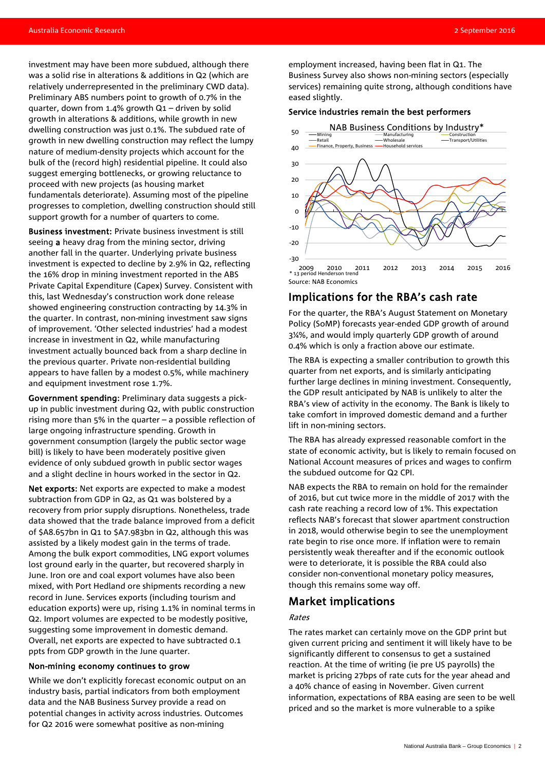investment may have been more subdued, although there was a solid rise in alterations & additions in Q2 (which are relatively underrepresented in the preliminary CWD data). Preliminary ABS numbers point to growth of 0.7% in the quarter, down from 1.4% growth Q1 – driven by solid growth in alterations & additions, while growth in new dwelling construction was just 0.1%. The subdued rate of growth in new dwelling construction may reflect the lumpy nature of medium-density projects which account for the bulk of the (record high) residential pipeline. It could also suggest emerging bottlenecks, or growing reluctance to proceed with new projects (as housing market fundamentals deteriorate). Assuming most of the pipeline progresses to completion, dwelling construction should still support growth for a number of quarters to come.

**Business investment:** Private business investment is still seeing a heavy drag from the mining sector, driving another fall in the quarter. Underlying private business investment is expected to decline by 2.9% in Q2, reflecting the 16% drop in mining investment reported in the ABS Private Capital Expenditure (Capex) Survey. Consistent with this, last Wednesday's construction work done release showed engineering construction contracting by 14.3% in the quarter. In contrast, non-mining investment saw signs of improvement. 'Other selected industries' had a modest increase in investment in Q2, while manufacturing investment actually bounced back from a sharp decline in the previous quarter. Private non-residential building appears to have fallen by a modest 0.5%, while machinery and equipment investment rose 1.7%.

**Government spending:** Preliminary data suggests a pick-up in public investment during Q2, with public construction rising more than 5% in the quarter – a possible reflection of large ongoing infrastructure spending. Growth in government consumption (largely the public sector wage bill) is likely to have been moderately positive given evidence of only subdued growth in public sector wages and a slight decline in hours worked in the sector in Q2.

**Net exports:** Net exports are expected to make a modest subtraction from GDP in Q2, as Q1 was bolstered by a recovery from prior supply disruptions. Nonetheless, trade data showed that the trade balance improved from a deficit of $A8.657bn in Q1 to $A7.983bn in Q2, although this was assisted by a likely modest gain in the terms of trade. Among the bulk export commodities, LNG export volumes lost ground early in the quarter, but recovered sharply in June. Iron ore and coal export volumes have also been mixed, with Port Hedland ore shipments recording a new record in June. Services exports (including tourism and education exports) were up, rising 1.1% in nominal terms in Q2. Import volumes are expected to be modestly positive, suggesting some improvement in domestic demand. Overall, net exports are expected to have subtracted 0.1 ppts from GDP growth in the June quarter.

**Non-mining economy continues to grow**

While we don't explicitly forecast economic output on an industry basis, partial indicators from both employment data and the NAB Business Survey provide a read on potential changes in activity across industries. Outcomes for Q2 2016 were somewhat positive as non-mining employment increased, having been flat in Q1. The Business Survey also shows non-mining sectors (especially services) remaining quite strong, although conditions have eased slightly.

**Service industries remain the best performers**

NAB Business Conditions by Industry*

Legend: Mining, Manufacturing, Construction, Retail, Wholesale, Transport/Utilities, Finance, Property, Business, Household services

\* 13 period Henderson trend

Source: NAB Economics

## Implications for the RBA's cash rate

For the quarter, the RBA's August Statement on Monetary Policy (SoMP) forecasts year-ended GDP growth of around 3¼%, and would imply quarterly GDP growth of around 0.4% which is only a fraction above our estimate.

The RBA is expecting a smaller contribution to growth this quarter from net exports, and is similarly anticipating further large declines in mining investment. Consequently, the GDP result anticipated by NAB is unlikely to alter the RBA's view of activity in the economy. The Bank is likely to take comfort in improved domestic demand and a further lift in non-mining sectors.

The RBA has already expressed reasonable comfort in the state of economic activity, but is likely to remain focused on National Account measures of prices and wages to confirm the subdued outcome for Q2 CPI.

NAB expects the RBA to remain on hold for the remainder of 2016, but cut twice more in the middle of 2017 with the cash rate reaching a record low of 1%. This expectation reflects NAB's forecast that slower apartment construction in 2018, would otherwise begin to see the unemployment rate begin to rise once more. If inflation were to remain persistently weak thereafter and if the economic outlook were to deteriorate, it is possible the RBA could also consider non-conventional monetary policy measures, though this remains some way off.

## Market implications

*Rates*

The rates market can certainly move on the GDP print but given current pricing and sentiment it will likely have to be significantly different to consensus to get a sustained reaction. At the time of writing (ie pre US payrolls) the market is pricing 27bps of rate cuts for the year ahead and a 40% chance of easing in November. Given current information, expectations of RBA easing are seen to be well priced and so the market is more vulnerable to a spike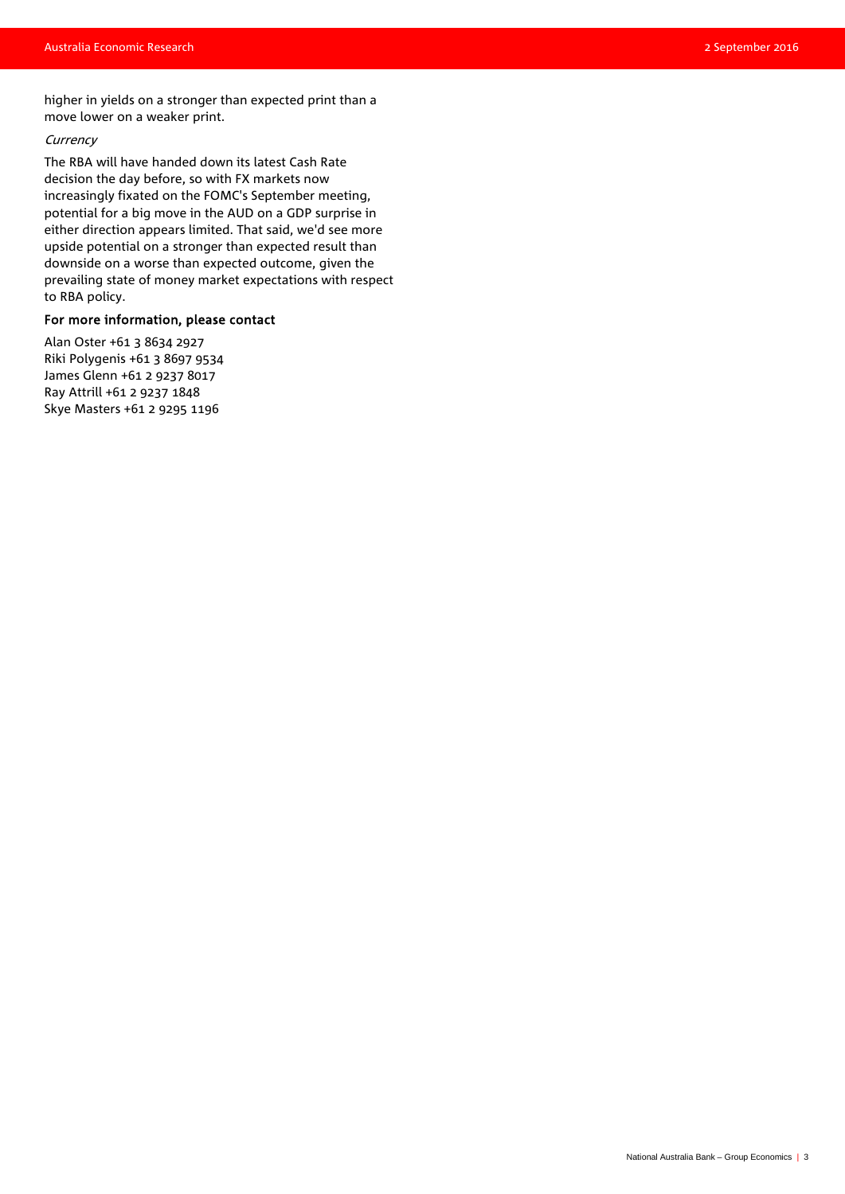higher in yields on a stronger than expected print than a move lower on a weaker print.

*Currency*

The RBA will have handed down its latest Cash Rate decision the day before, so with FX markets now increasingly fixated on the FOMC's September meeting, potential for a big move in the AUD on a GDP surprise in either direction appears limited. That said, we'd see more upside potential on a stronger than expected result than downside on a worse than expected outcome, given the prevailing state of money market expectations with respect to RBA policy.

**For more information, please contact**

Alan Oster +61 3 8634 2927
Riki Polygenis +61 3 8697 9534
James Glenn +61 2 9237 8017
Ray Attrill +61 2 9237 1848
Skye Masters +61 2 9295 1196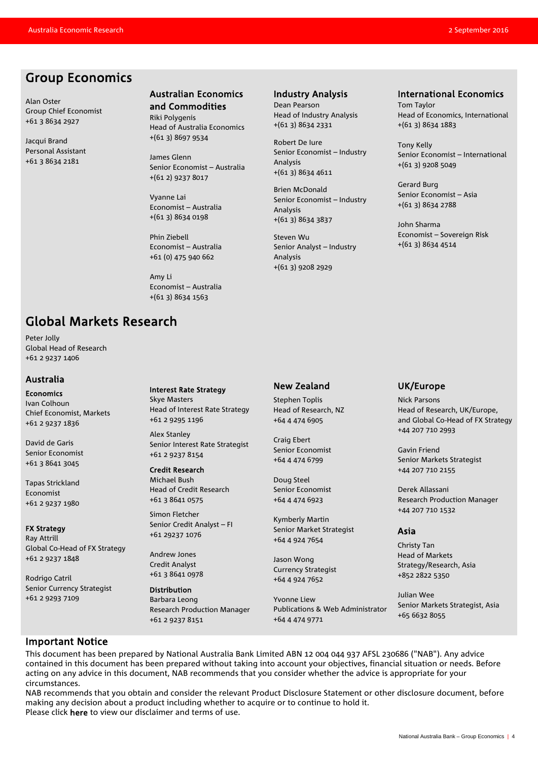## Group Economics

Alan Oster
Group Chief Economist
+61 3 8634 2927

Jacqui Brand
Personal Assistant
+61 3 8634 2181

### Australian Economics and Commodities

Riki Polygenis
Head of Australia Economics
+(61 3) 8697 9534

James Glenn
Senior Economist – Australia
+(61 2) 9237 8017

Vyanne Lai
Economist – Australia
+(61 3) 8634 0198

Phin Ziebell
Economist – Australia
+61 (0) 475 940 662

Amy Li
Economist – Australia
+(61 3) 8634 1563

### Industry Analysis

Dean Pearson
Head of Industry Analysis
+(61 3) 8634 2331

Robert De Iure
Senior Economist – Industry Analysis
+(61 3) 8634 4611

Brien McDonald
Senior Economist – Industry Analysis
+(61 3) 8634 3837

Steven Wu
Senior Analyst – Industry Analysis
+(61 3) 9208 2929

### International Economics

Tom Taylor
Head of Economics, International
+(61 3) 8634 1883

Tony Kelly
Senior Economist – International
+(61 3) 9208 5049

Gerard Burg
Senior Economist – Asia
+(61 3) 8634 2788

John Sharma
Economist – Sovereign Risk
+(61 3) 8634 4514

## Global Markets Research

Peter Jolly
Global Head of Research
+61 2 9237 1406

### Australia

**Economics**

Ivan Colhoun
Chief Economist, Markets
+61 2 9237 1836

David de Garis
Senior Economist
+61 3 8641 3045

Tapas Strickland
Economist
+61 2 9237 1980

**FX Strategy**

Ray Attrill
Global Co-Head of FX Strategy
+61 2 9237 1848

Rodrigo Catril
Senior Currency Strategist
+61 2 9293 7109

**Interest Rate Strategy**

Skye Masters
Head of Interest Rate Strategy
+61 2 9295 1196

Alex Stanley
Senior Interest Rate Strategist
+61 2 9237 8154

**Credit Research**

Michael Bush
Head of Credit Research
+61 3 8641 0575

Simon Fletcher
Senior Credit Analyst – FI
+61 29237 1076

Andrew Jones
Credit Analyst
+61 3 8641 0978

**Distribution**

Barbara Leong
Research Production Manager
+61 2 9237 8151

### New Zealand

Stephen Toplis
Head of Research, NZ
+64 4 474 6905

Craig Ebert
Senior Economist
+64 4 474 6799

Doug Steel
Senior Economist
+64 4 474 6923

Kymberly Martin
Senior Market Strategist
+64 4 924 7654

Jason Wong
Currency Strategist
+64 4 924 7652

Yvonne Liew
Publications & Web Administrator
+64 4 474 9771

### UK/Europe

Nick Parsons
Head of Research, UK/Europe, and Global Co-Head of FX Strategy
+44 207 710 2993

Gavin Friend
Senior Markets Strategist
+44 207 710 2155

Derek Allassani
Research Production Manager
+44 207 710 1532

### Asia

Christy Tan
Head of Markets Strategy/Research, Asia
+852 2822 5350

Julian Wee
Senior Markets Strategist, Asia
+65 6632 8055

## Important Notice

This document has been prepared by National Australia Bank Limited ABN 12 004 044 937 AFSL 230686 ("NAB"). Any advice contained in this document has been prepared without taking into account your objectives, financial situation or needs. Before acting on any advice in this document, NAB recommends that you consider whether the advice is appropriate for your circumstances.

NAB recommends that you obtain and consider the relevant Product Disclosure Statement or other disclosure document, before making any decision about a product including whether to acquire or to continue to hold it.

Please click **here** to view our disclaimer and terms of use.